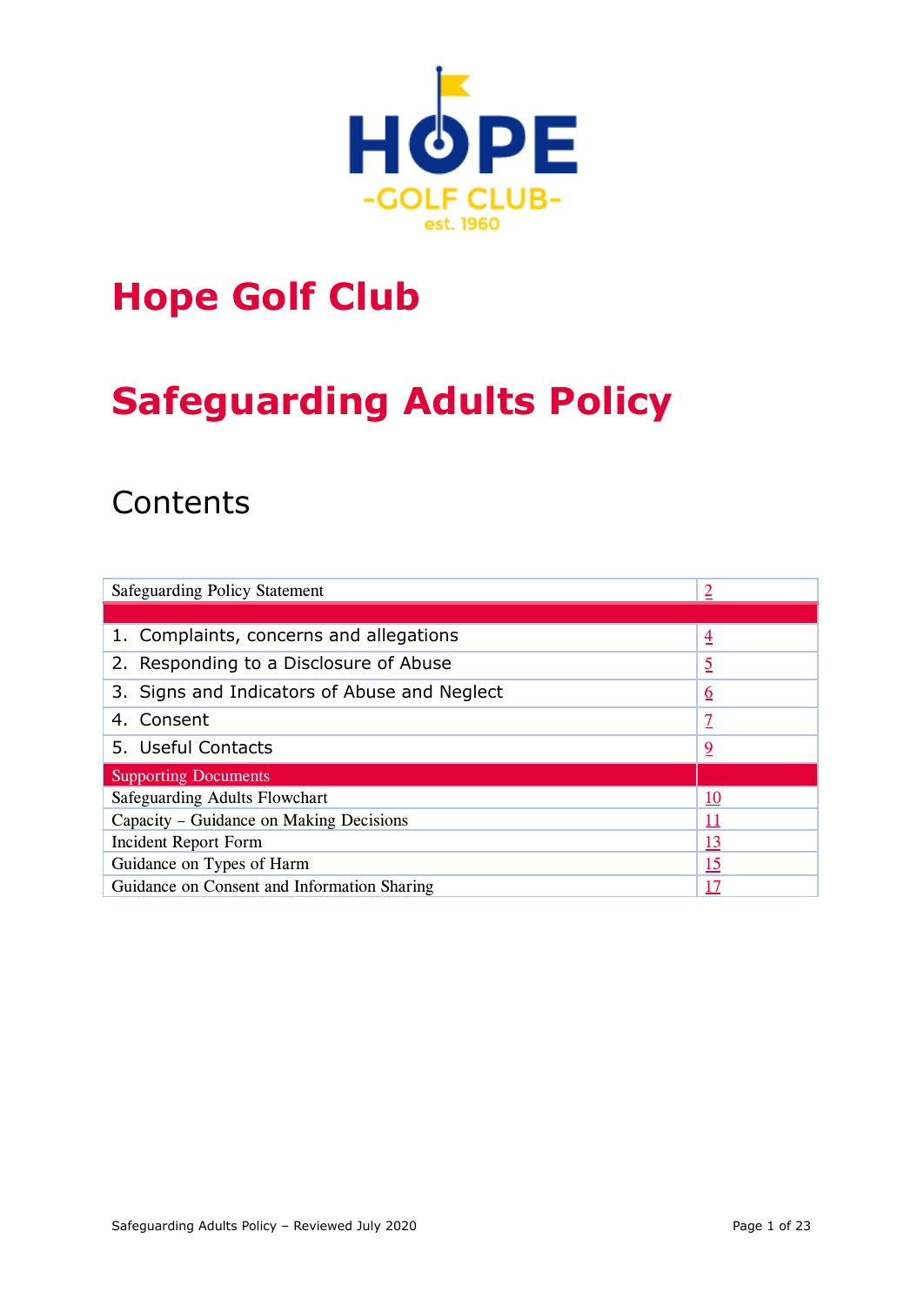# Hope Golf Club

# Safeguarding Adults Policy

## Contents

| | |
|---|---|
| Safeguarding Policy Statement | 2 |
| | |
| 1. Complaints, concerns and allegations | 4 |
| 2. Responding to a Disclosure of Abuse | 5 |
| 3. Signs and Indicators of Abuse and Neglect | 6 |
| 4. Consent | 7 |
| 5. Useful Contacts | 9 |
| **Supporting Documents** | |
| Safeguarding Adults Flowchart | 10 |
| Capacity – Guidance on Making Decisions | 11 |
| Incident Report Form | 13 |
| Guidance on Types of Harm | 15 |
| Guidance on Consent and Information Sharing | 17 |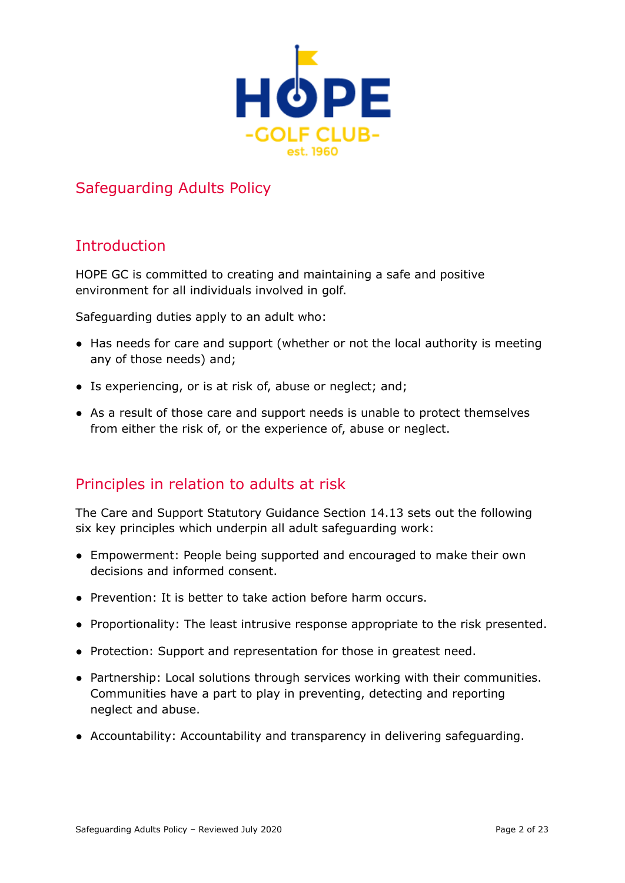# Safeguarding Adults Policy

## Introduction

HOPE GC is committed to creating and maintaining a safe and positive environment for all individuals involved in golf.

Safeguarding duties apply to an adult who:

- Has needs for care and support (whether or not the local authority is meeting any of those needs) and;
- Is experiencing, or is at risk of, abuse or neglect; and;
- As a result of those care and support needs is unable to protect themselves from either the risk of, or the experience of, abuse or neglect.

## Principles in relation to adults at risk

The Care and Support Statutory Guidance Section 14.13 sets out the following six key principles which underpin all adult safeguarding work:

- Empowerment: People being supported and encouraged to make their own decisions and informed consent.
- Prevention: It is better to take action before harm occurs.
- Proportionality: The least intrusive response appropriate to the risk presented.
- Protection: Support and representation for those in greatest need.
- Partnership: Local solutions through services working with their communities. Communities have a part to play in preventing, detecting and reporting neglect and abuse.
- Accountability: Accountability and transparency in delivering safeguarding.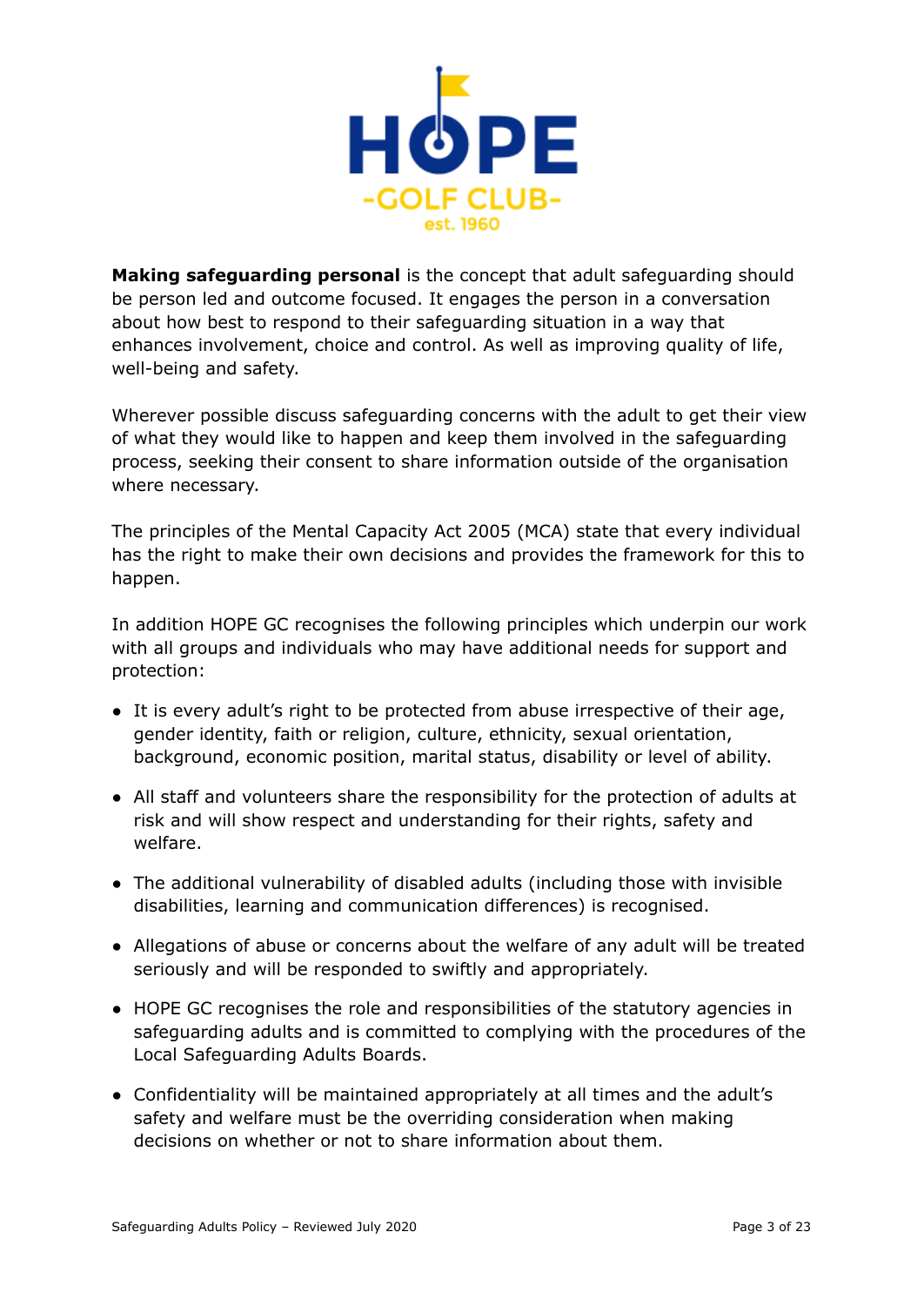**Making safeguarding personal** is the concept that adult safeguarding should be person led and outcome focused. It engages the person in a conversation about how best to respond to their safeguarding situation in a way that enhances involvement, choice and control. As well as improving quality of life, well-being and safety.

Wherever possible discuss safeguarding concerns with the adult to get their view of what they would like to happen and keep them involved in the safeguarding process, seeking their consent to share information outside of the organisation where necessary.

The principles of the Mental Capacity Act 2005 (MCA) state that every individual has the right to make their own decisions and provides the framework for this to happen.

In addition HOPE GC recognises the following principles which underpin our work with all groups and individuals who may have additional needs for support and protection:

- It is every adult's right to be protected from abuse irrespective of their age, gender identity, faith or religion, culture, ethnicity, sexual orientation, background, economic position, marital status, disability or level of ability.
- All staff and volunteers share the responsibility for the protection of adults at risk and will show respect and understanding for their rights, safety and welfare.
- The additional vulnerability of disabled adults (including those with invisible disabilities, learning and communication differences) is recognised.
- Allegations of abuse or concerns about the welfare of any adult will be treated seriously and will be responded to swiftly and appropriately.
- HOPE GC recognises the role and responsibilities of the statutory agencies in safeguarding adults and is committed to complying with the procedures of the Local Safeguarding Adults Boards.
- Confidentiality will be maintained appropriately at all times and the adult's safety and welfare must be the overriding consideration when making decisions on whether or not to share information about them.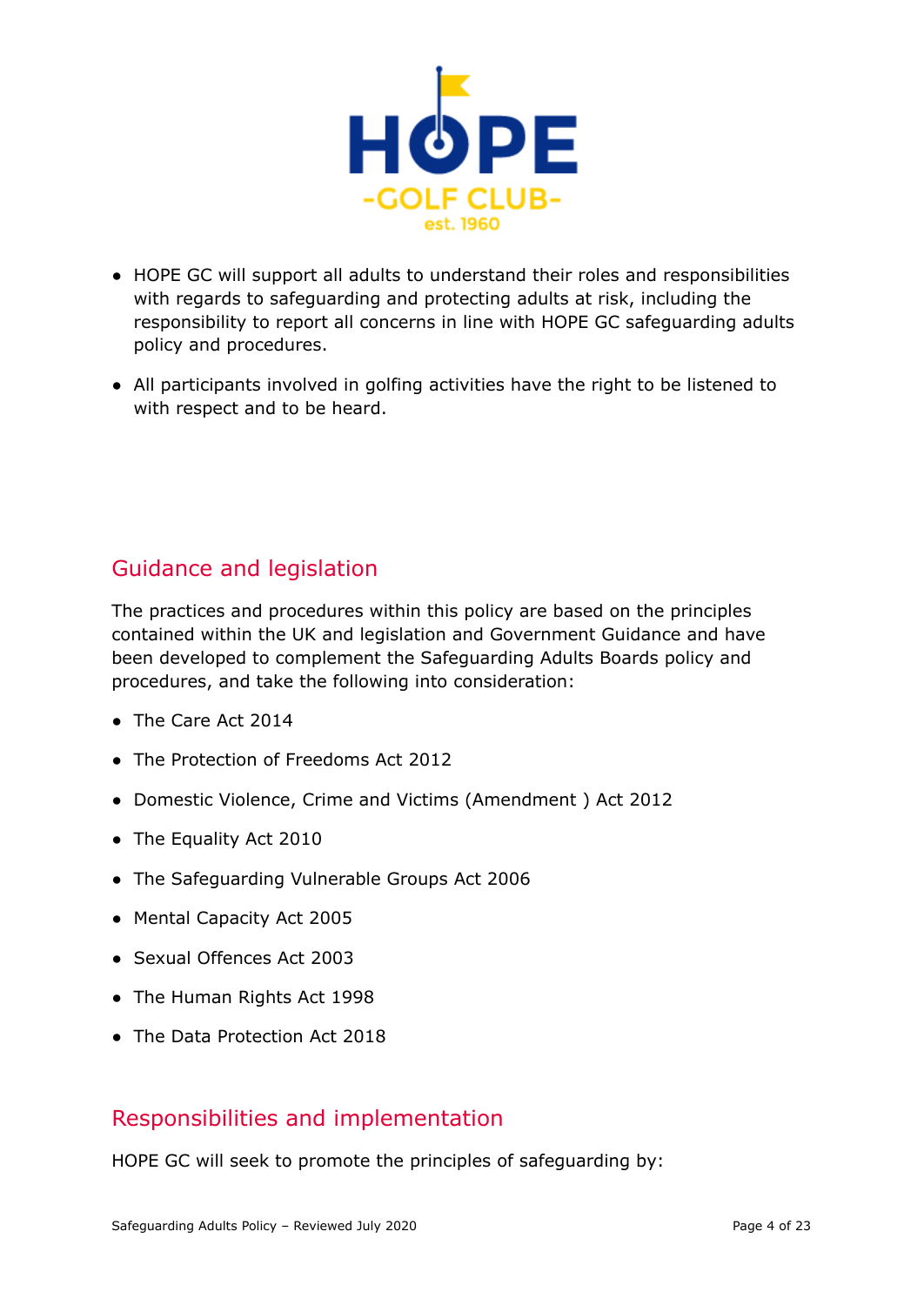- HOPE GC will support all adults to understand their roles and responsibilities with regards to safeguarding and protecting adults at risk, including the responsibility to report all concerns in line with HOPE GC safeguarding adults policy and procedures.
- All participants involved in golfing activities have the right to be listened to with respect and to be heard.

## Guidance and legislation

The practices and procedures within this policy are based on the principles contained within the UK and legislation and Government Guidance and have been developed to complement the Safeguarding Adults Boards policy and procedures, and take the following into consideration:

- The Care Act 2014
- The Protection of Freedoms Act 2012
- Domestic Violence, Crime and Victims (Amendment ) Act 2012
- The Equality Act 2010
- The Safeguarding Vulnerable Groups Act 2006
- Mental Capacity Act 2005
- Sexual Offences Act 2003
- The Human Rights Act 1998
- The Data Protection Act 2018

## Responsibilities and implementation

HOPE GC will seek to promote the principles of safeguarding by: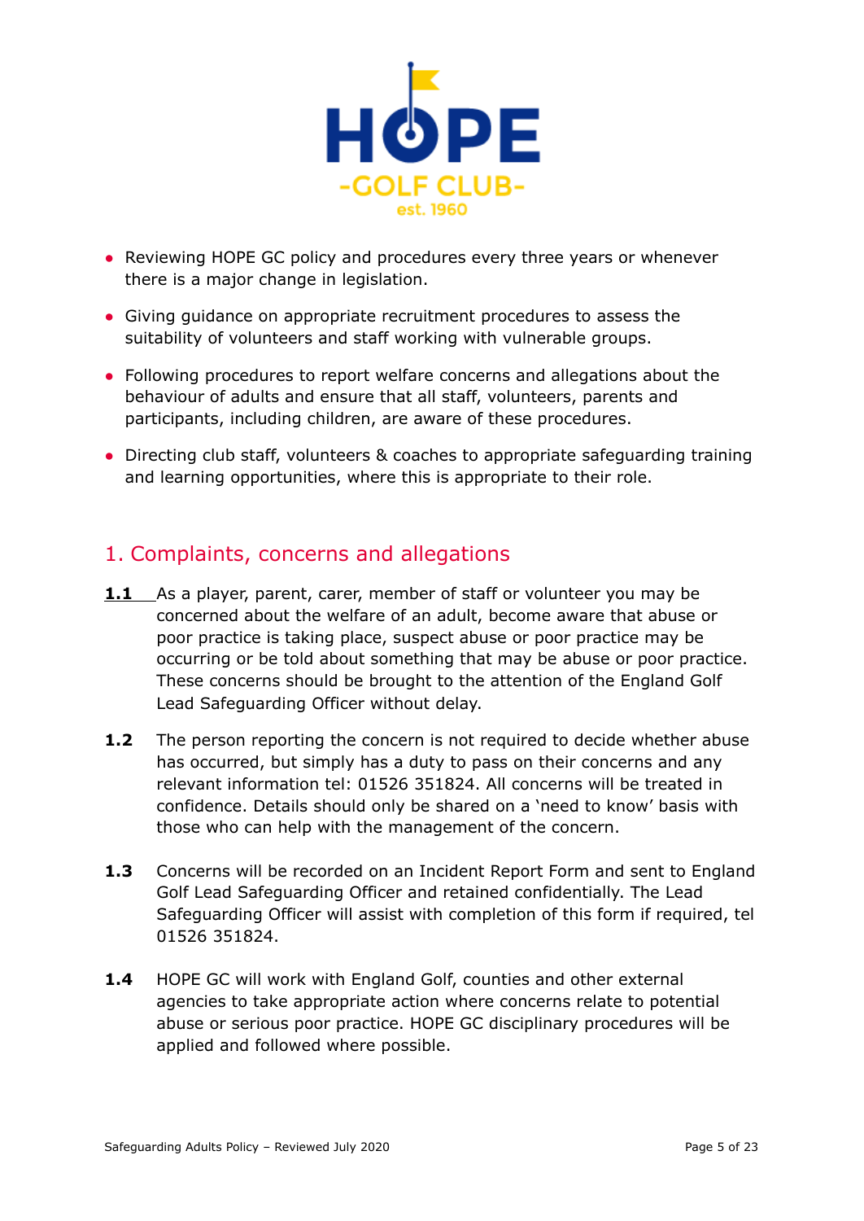- Reviewing HOPE GC policy and procedures every three years or whenever there is a major change in legislation.
- Giving guidance on appropriate recruitment procedures to assess the suitability of volunteers and staff working with vulnerable groups.
- Following procedures to report welfare concerns and allegations about the behaviour of adults and ensure that all staff, volunteers, parents and participants, including children, are aware of these procedures.
- Directing club staff, volunteers & coaches to appropriate safeguarding training and learning opportunities, where this is appropriate to their role.

## 1. Complaints, concerns and allegations

**1.1** As a player, parent, carer, member of staff or volunteer you may be concerned about the welfare of an adult, become aware that abuse or poor practice is taking place, suspect abuse or poor practice may be occurring or be told about something that may be abuse or poor practice. These concerns should be brought to the attention of the England Golf Lead Safeguarding Officer without delay.

**1.2** The person reporting the concern is not required to decide whether abuse has occurred, but simply has a duty to pass on their concerns and any relevant information tel: 01526 351824. All concerns will be treated in confidence. Details should only be shared on a 'need to know' basis with those who can help with the management of the concern.

**1.3** Concerns will be recorded on an Incident Report Form and sent to England Golf Lead Safeguarding Officer and retained confidentially. The Lead Safeguarding Officer will assist with completion of this form if required, tel 01526 351824.

**1.4** HOPE GC will work with England Golf, counties and other external agencies to take appropriate action where concerns relate to potential abuse or serious poor practice. HOPE GC disciplinary procedures will be applied and followed where possible.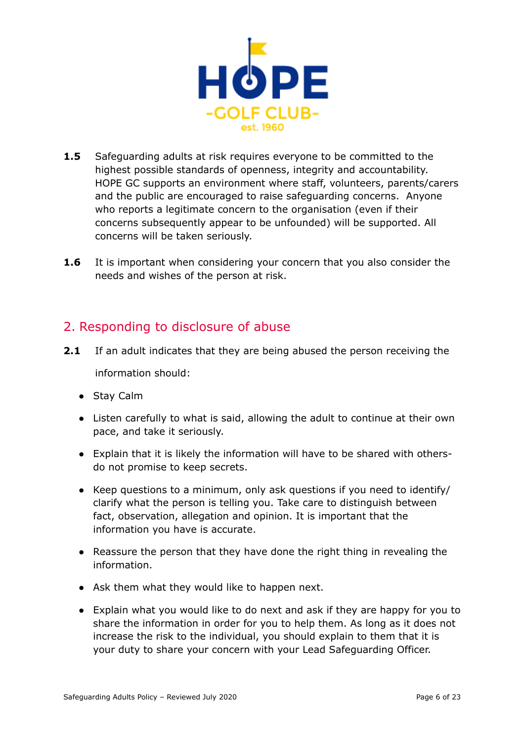**1.5** Safeguarding adults at risk requires everyone to be committed to the highest possible standards of openness, integrity and accountability. HOPE GC supports an environment where staff, volunteers, parents/carers and the public are encouraged to raise safeguarding concerns. Anyone who reports a legitimate concern to the organisation (even if their concerns subsequently appear to be unfounded) will be supported. All concerns will be taken seriously.

**1.6** It is important when considering your concern that you also consider the needs and wishes of the person at risk.

## 2. Responding to disclosure of abuse

**2.1** If an adult indicates that they are being abused the person receiving the information should:

- Stay Calm
- Listen carefully to what is said, allowing the adult to continue at their own pace, and take it seriously.
- Explain that it is likely the information will have to be shared with others- do not promise to keep secrets.
- Keep questions to a minimum, only ask questions if you need to identify/ clarify what the person is telling you. Take care to distinguish between fact, observation, allegation and opinion. It is important that the information you have is accurate.
- Reassure the person that they have done the right thing in revealing the information.
- Ask them what they would like to happen next.
- Explain what you would like to do next and ask if they are happy for you to share the information in order for you to help them. As long as it does not increase the risk to the individual, you should explain to them that it is your duty to share your concern with your Lead Safeguarding Officer.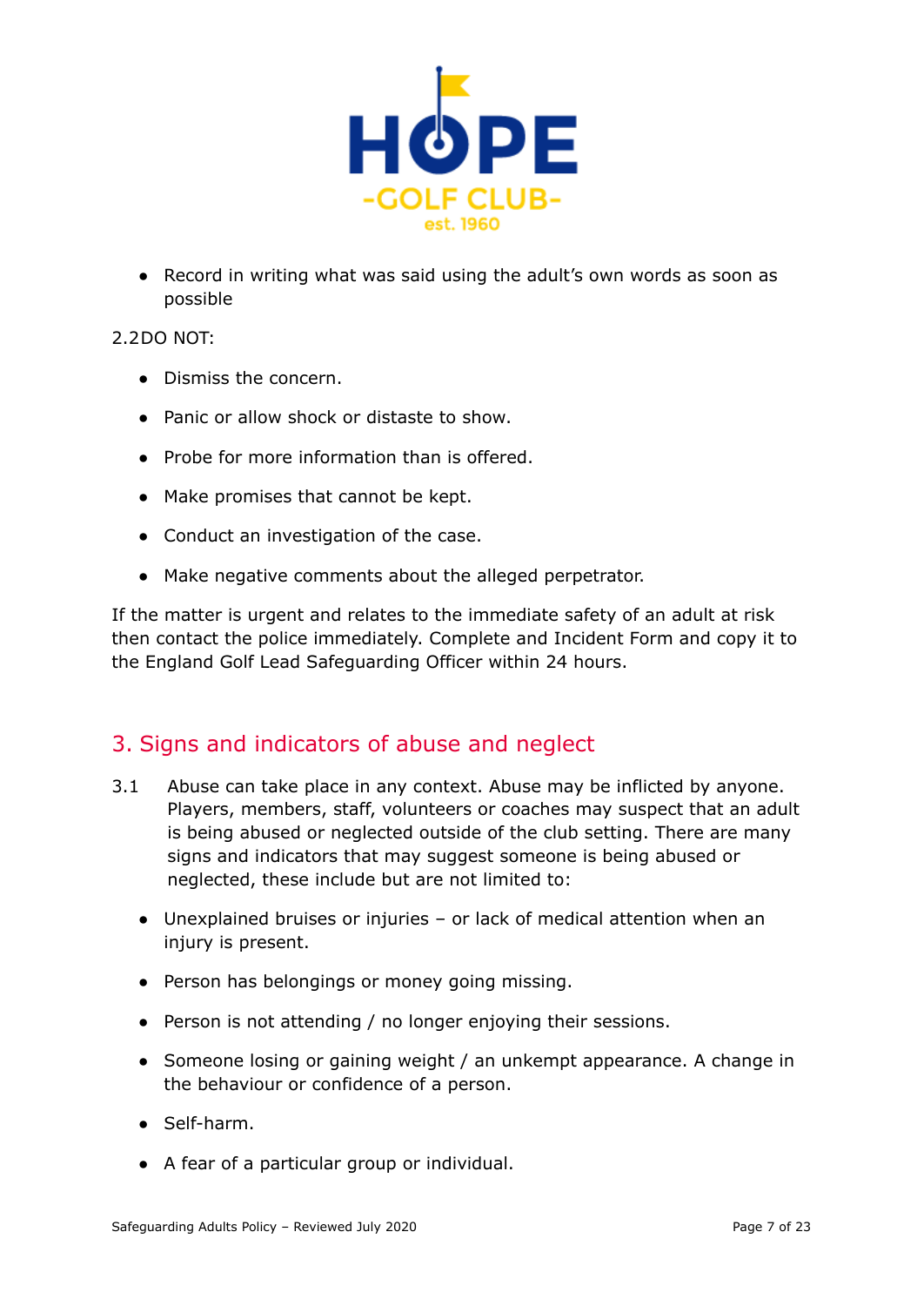- Record in writing what was said using the adult's own words as soon as possible

2.2DO NOT:

- Dismiss the concern.
- Panic or allow shock or distaste to show.
- Probe for more information than is offered.
- Make promises that cannot be kept.
- Conduct an investigation of the case.
- Make negative comments about the alleged perpetrator.

If the matter is urgent and relates to the immediate safety of an adult at risk then contact the police immediately. Complete and Incident Form and copy it to the England Golf Lead Safeguarding Officer within 24 hours.

## 3. Signs and indicators of abuse and neglect

3.1 Abuse can take place in any context. Abuse may be inflicted by anyone. Players, members, staff, volunteers or coaches may suspect that an adult is being abused or neglected outside of the club setting. There are many signs and indicators that may suggest someone is being abused or neglected, these include but are not limited to:

- Unexplained bruises or injuries – or lack of medical attention when an injury is present.
- Person has belongings or money going missing.
- Person is not attending / no longer enjoying their sessions.
- Someone losing or gaining weight / an unkempt appearance. A change in the behaviour or confidence of a person.
- Self-harm.
- A fear of a particular group or individual.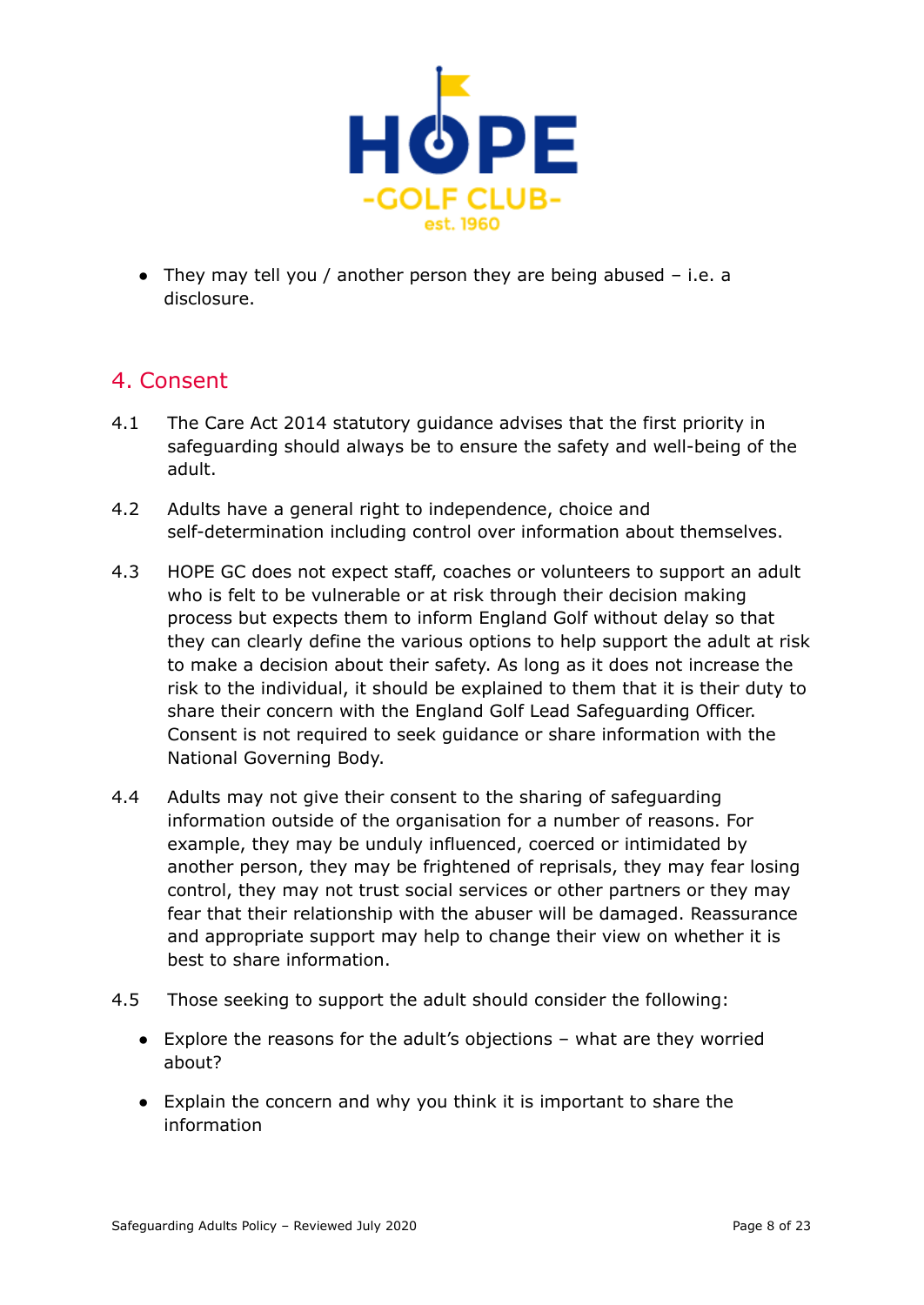- They may tell you / another person they are being abused – i.e. a disclosure.

## 4. Consent

4.1 The Care Act 2014 statutory guidance advises that the first priority in safeguarding should always be to ensure the safety and well-being of the adult.

4.2 Adults have a general right to independence, choice and self-determination including control over information about themselves.

4.3 HOPE GC does not expect staff, coaches or volunteers to support an adult who is felt to be vulnerable or at risk through their decision making process but expects them to inform England Golf without delay so that they can clearly define the various options to help support the adult at risk to make a decision about their safety. As long as it does not increase the risk to the individual, it should be explained to them that it is their duty to share their concern with the England Golf Lead Safeguarding Officer. Consent is not required to seek guidance or share information with the National Governing Body.

4.4 Adults may not give their consent to the sharing of safeguarding information outside of the organisation for a number of reasons. For example, they may be unduly influenced, coerced or intimidated by another person, they may be frightened of reprisals, they may fear losing control, they may not trust social services or other partners or they may fear that their relationship with the abuser will be damaged. Reassurance and appropriate support may help to change their view on whether it is best to share information.

4.5 Those seeking to support the adult should consider the following:

- Explore the reasons for the adult's objections – what are they worried about?
- Explain the concern and why you think it is important to share the information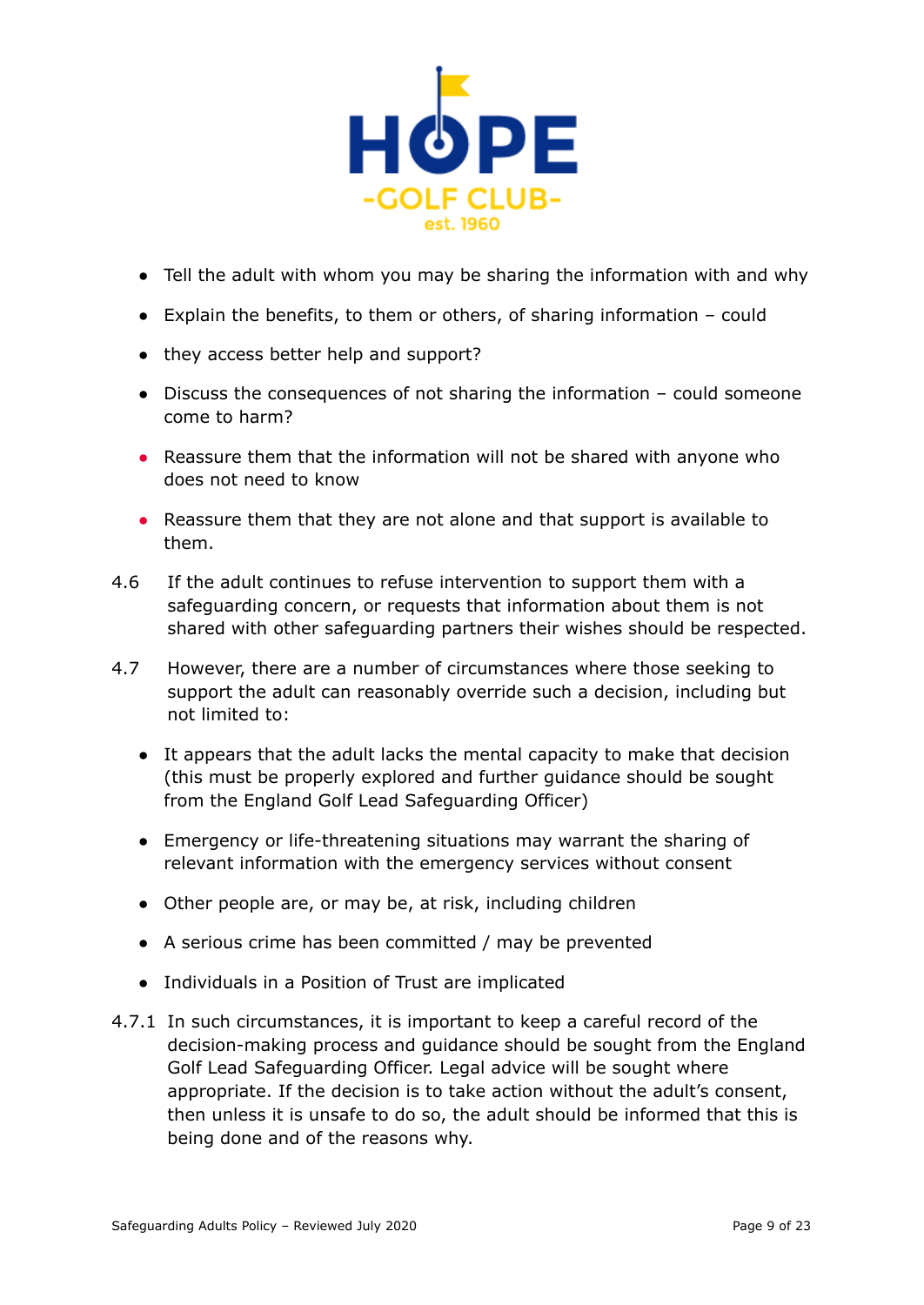- Tell the adult with whom you may be sharing the information with and why
- Explain the benefits, to them or others, of sharing information – could
- they access better help and support?
- Discuss the consequences of not sharing the information – could someone come to harm?
- Reassure them that the information will not be shared with anyone who does not need to know
- Reassure them that they are not alone and that support is available to them.

4.6 If the adult continues to refuse intervention to support them with a safeguarding concern, or requests that information about them is not shared with other safeguarding partners their wishes should be respected.

4.7 However, there are a number of circumstances where those seeking to support the adult can reasonably override such a decision, including but not limited to:

- It appears that the adult lacks the mental capacity to make that decision (this must be properly explored and further guidance should be sought from the England Golf Lead Safeguarding Officer)
- Emergency or life-threatening situations may warrant the sharing of relevant information with the emergency services without consent
- Other people are, or may be, at risk, including children
- A serious crime has been committed / may be prevented
- Individuals in a Position of Trust are implicated

4.7.1 In such circumstances, it is important to keep a careful record of the decision-making process and guidance should be sought from the England Golf Lead Safeguarding Officer. Legal advice will be sought where appropriate. If the decision is to take action without the adult's consent, then unless it is unsafe to do so, the adult should be informed that this is being done and of the reasons why.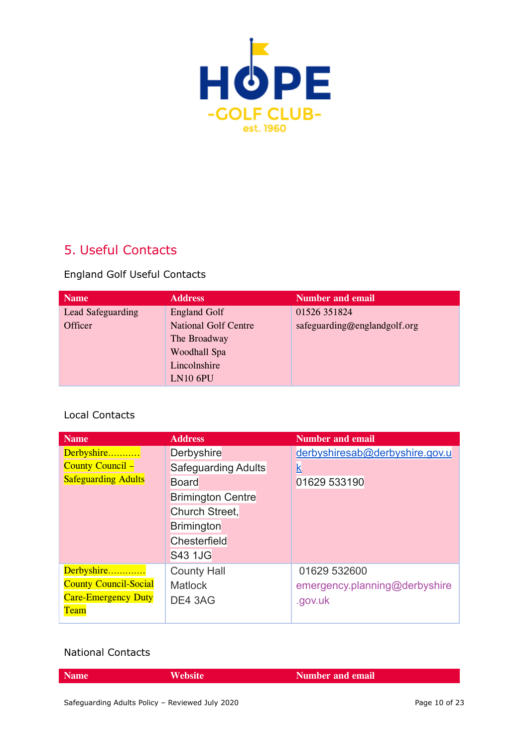## 5. Useful Contacts

England Golf Useful Contacts

| Name | Address | Number and email |
|---|---|---|
| Lead Safeguarding Officer | England Golf<br>National Golf Centre<br>The Broadway<br>Woodhall Spa<br>Lincolnshire<br>LN10 6PU | 01526 351824<br>safeguarding@englandgolf.org |

Local Contacts

| Name | Address | Number and email |
|---|---|---|
| Derbyshire……….. County Council – Safeguarding Adults | Derbyshire Safeguarding Adults Board<br>Brimington Centre<br>Church Street,<br>Brimington<br>Chesterfield<br>S43 1JG | derbyshiresab@derbyshire.gov.uk<br>01629 533190 |
| Derbyshire…………. County Council-Social Care-Emergency Duty Team | County Hall<br>Matlock<br>DE4 3AG | 01629 532600<br>emergency.planning@derbyshire.gov.uk |

National Contacts

| Name | Website | Number and email |
|---|---|---|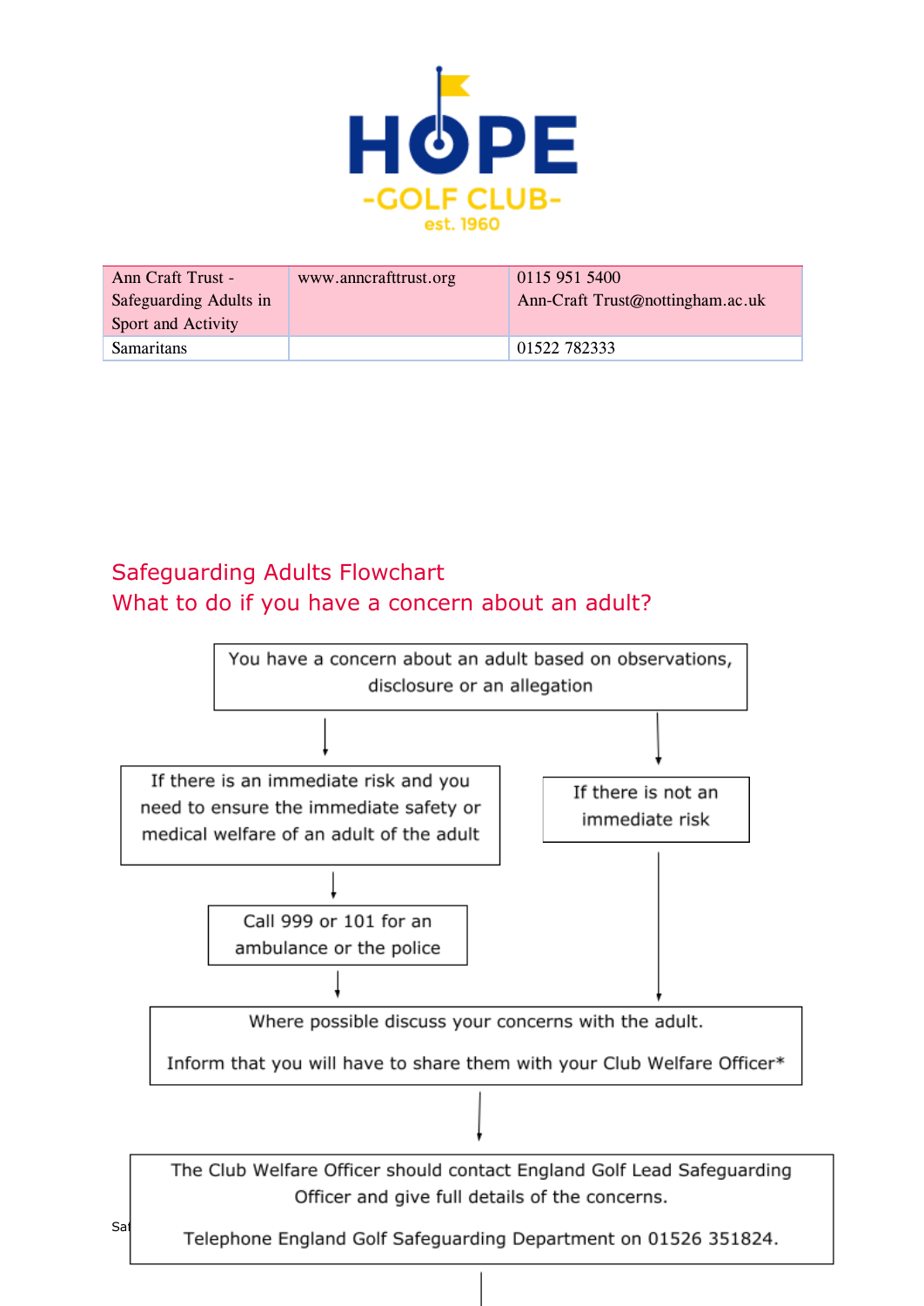| Ann Craft Trust - Safeguarding Adults in Sport and Activity | www.anncrafttrust.org | 0115 951 5400 Ann-Craft Trust@nottingham.ac.uk |
|---|---|---|
| Samaritans | | 01522 782333 |

## Safeguarding Adults Flowchart

## What to do if you have a concern about an adult?

You have a concern about an adult based on observations, disclosure or an allegation

↓

If there is an immediate risk and you need to ensure the immediate safety or medical welfare of an adult of the adult

↓

Call 999 or 101 for an ambulance or the police

↓

If there is not an immediate risk

↓

Where possible discuss your concerns with the adult.

Inform that you will have to share them with your Club Welfare Officer*

↓

The Club Welfare Officer should contact England Golf Lead Safeguarding Officer and give full details of the concerns.

Telephone England Golf Safeguarding Department on 01526 351824.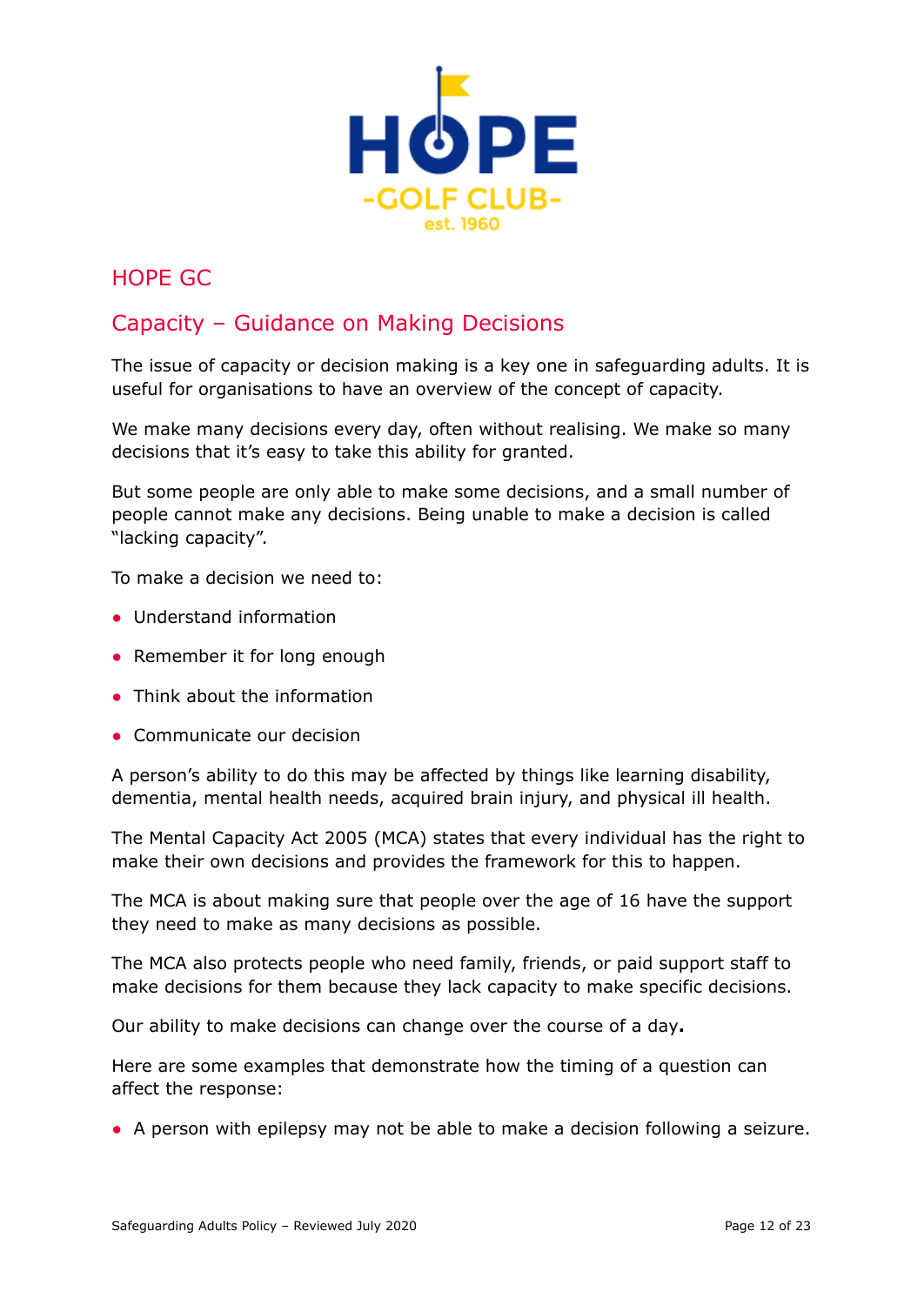## HOPE GC

## Capacity – Guidance on Making Decisions

The issue of capacity or decision making is a key one in safeguarding adults. It is useful for organisations to have an overview of the concept of capacity.

We make many decisions every day, often without realising. We make so many decisions that it's easy to take this ability for granted.

But some people are only able to make some decisions, and a small number of people cannot make any decisions. Being unable to make a decision is called "lacking capacity".

To make a decision we need to:

- Understand information
- Remember it for long enough
- Think about the information
- Communicate our decision

A person's ability to do this may be affected by things like learning disability, dementia, mental health needs, acquired brain injury, and physical ill health.

The Mental Capacity Act 2005 (MCA) states that every individual has the right to make their own decisions and provides the framework for this to happen.

The MCA is about making sure that people over the age of 16 have the support they need to make as many decisions as possible.

The MCA also protects people who need family, friends, or paid support staff to make decisions for them because they lack capacity to make specific decisions.

Our ability to make decisions can change over the course of a day**.**

Here are some examples that demonstrate how the timing of a question can affect the response:

- A person with epilepsy may not be able to make a decision following a seizure.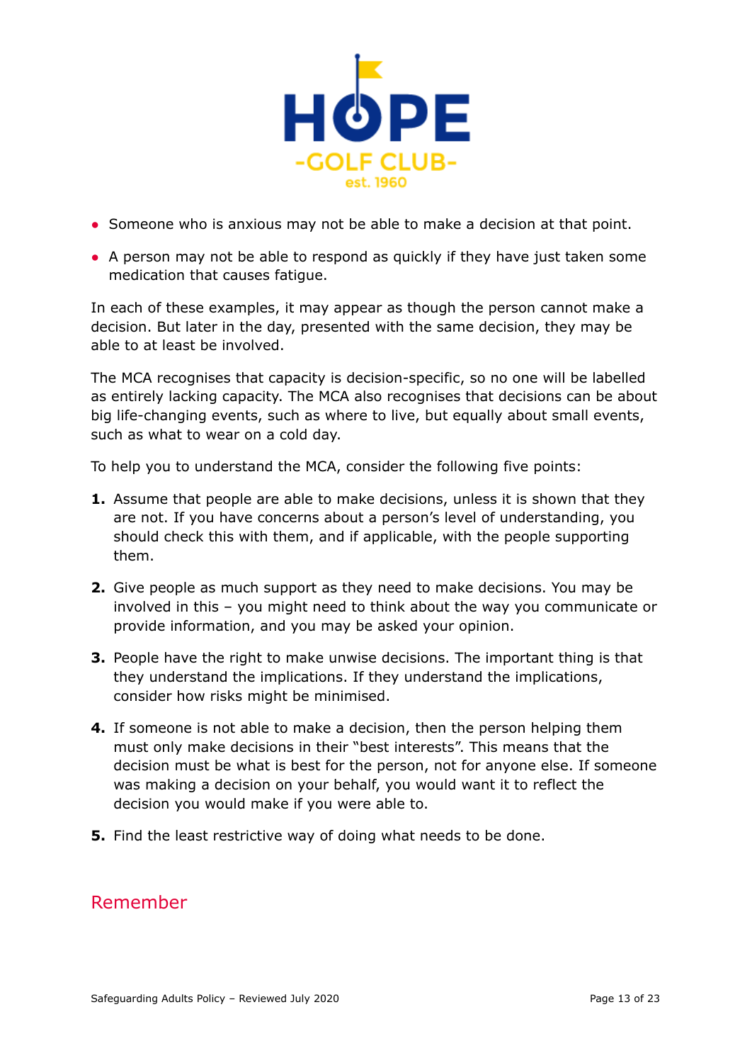- Someone who is anxious may not be able to make a decision at that point.
- A person may not be able to respond as quickly if they have just taken some medication that causes fatigue.

In each of these examples, it may appear as though the person cannot make a decision. But later in the day, presented with the same decision, they may be able to at least be involved.

The MCA recognises that capacity is decision-specific, so no one will be labelled as entirely lacking capacity. The MCA also recognises that decisions can be about big life-changing events, such as where to live, but equally about small events, such as what to wear on a cold day.

To help you to understand the MCA, consider the following five points:

1. Assume that people are able to make decisions, unless it is shown that they are not. If you have concerns about a person's level of understanding, you should check this with them, and if applicable, with the people supporting them.
2. Give people as much support as they need to make decisions. You may be involved in this – you might need to think about the way you communicate or provide information, and you may be asked your opinion.
3. People have the right to make unwise decisions. The important thing is that they understand the implications. If they understand the implications, consider how risks might be minimised.
4. If someone is not able to make a decision, then the person helping them must only make decisions in their "best interests". This means that the decision must be what is best for the person, not for anyone else. If someone was making a decision on your behalf, you would want it to reflect the decision you would make if you were able to.
5. Find the least restrictive way of doing what needs to be done.

## Remember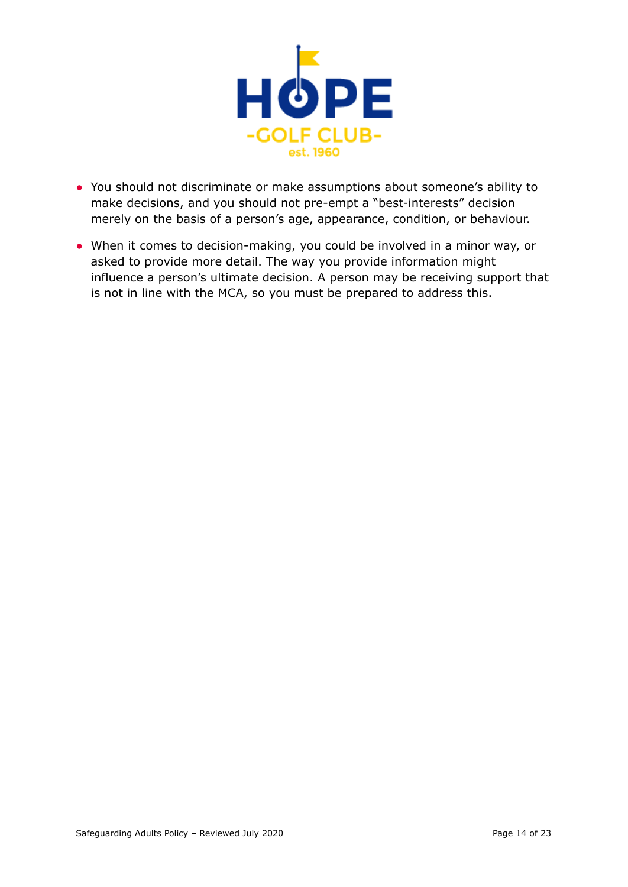- You should not discriminate or make assumptions about someone's ability to make decisions, and you should not pre-empt a "best-interests" decision merely on the basis of a person's age, appearance, condition, or behaviour.
- When it comes to decision-making, you could be involved in a minor way, or asked to provide more detail. The way you provide information might influence a person's ultimate decision. A person may be receiving support that is not in line with the MCA, so you must be prepared to address this.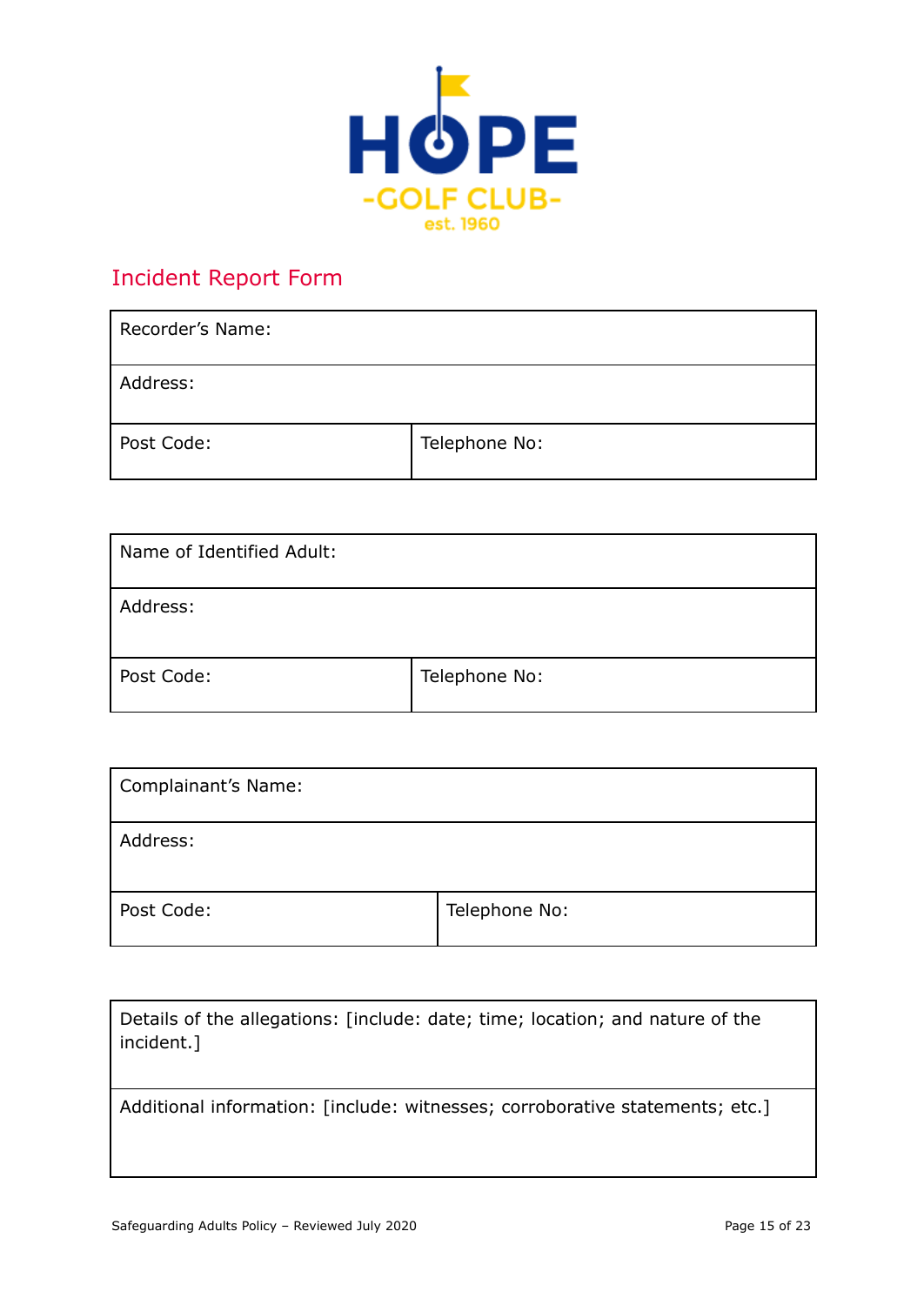# Incident Report Form

| Recorder's Name: | |
|---|---|
| Address: | |
| Post Code: | Telephone No: |

| Name of Identified Adult: | |
|---|---|
| Address: | |
| Post Code: | Telephone No: |

| Complainant's Name: | |
|---|---|
| Address: | |
| Post Code: | Telephone No: |

| Details of the allegations: [include: date; time; location; and nature of the incident.] |
|---|
| Additional information: [include: witnesses; corroborative statements; etc.] |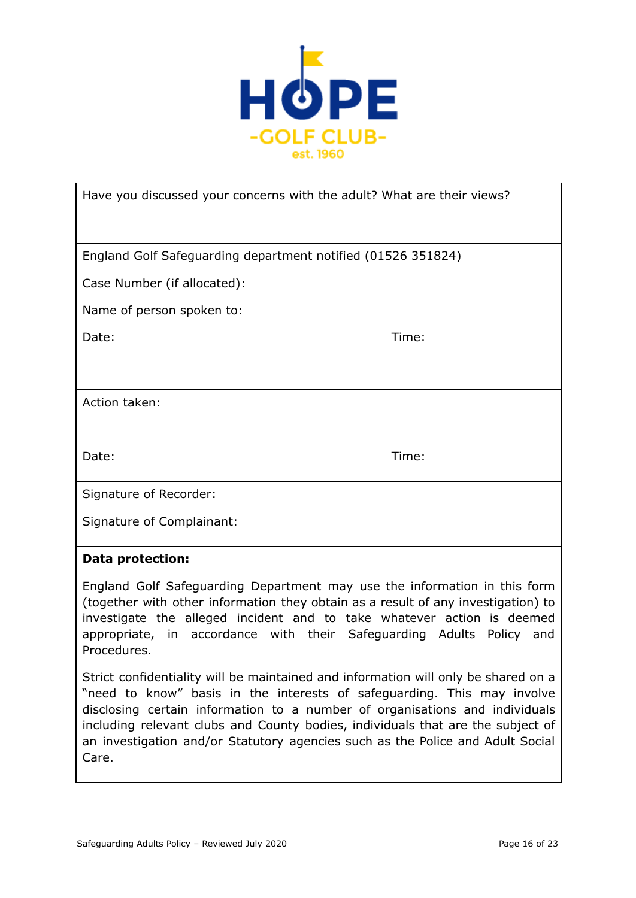Have you discussed your concerns with the adult? What are their views?

England Golf Safeguarding department notified (01526 351824)

Case Number (if allocated):

Name of person spoken to:

Date: Time:

Action taken:

Date: Time:

Signature of Recorder:

Signature of Complainant:

**Data protection:**

England Golf Safeguarding Department may use the information in this form (together with other information they obtain as a result of any investigation) to investigate the alleged incident and to take whatever action is deemed appropriate, in accordance with their Safeguarding Adults Policy and Procedures.

Strict confidentiality will be maintained and information will only be shared on a "need to know" basis in the interests of safeguarding. This may involve disclosing certain information to a number of organisations and individuals including relevant clubs and County bodies, individuals that are the subject of an investigation and/or Statutory agencies such as the Police and Adult Social Care.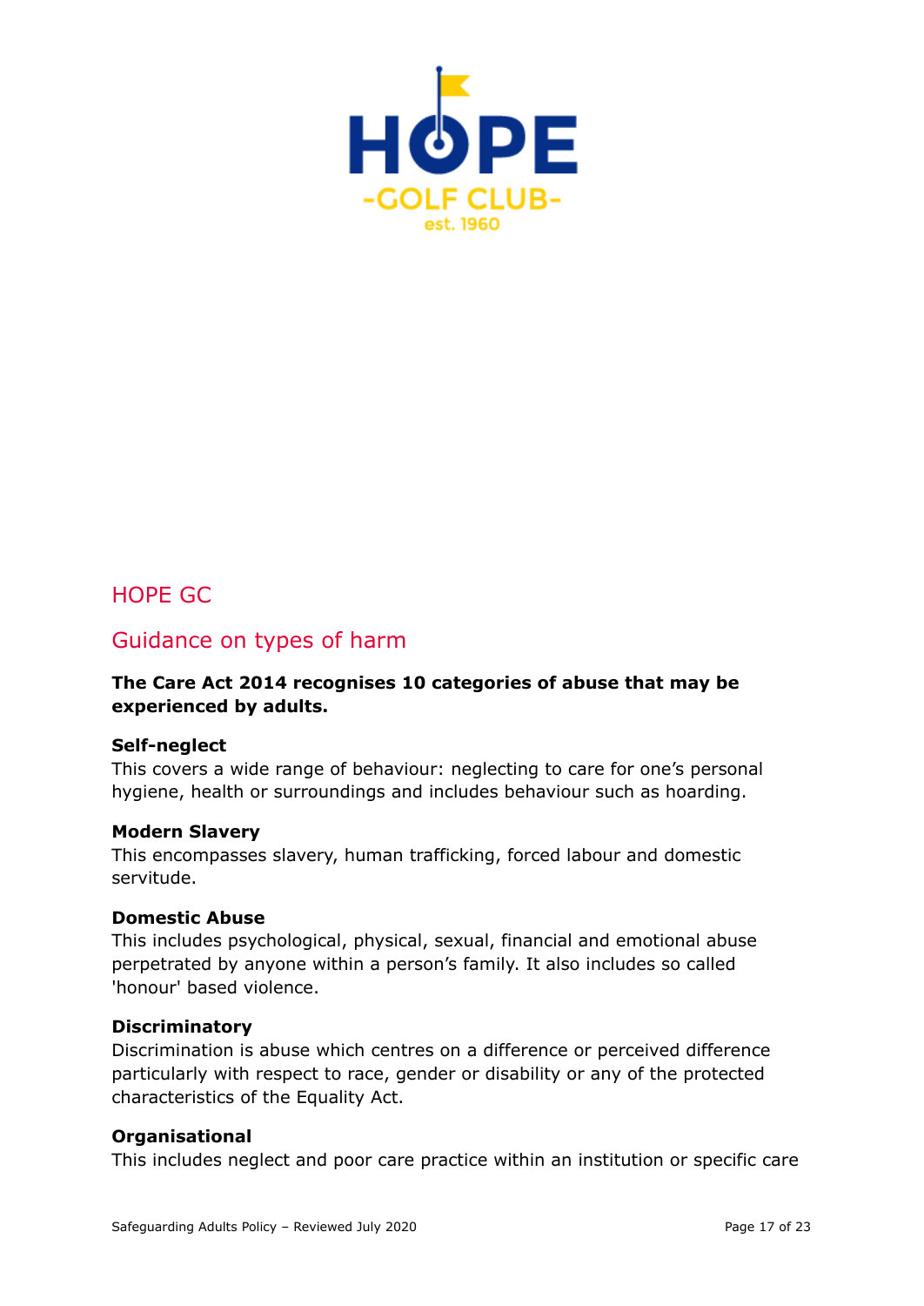## HOPE GC

## Guidance on types of harm

**The Care Act 2014 recognises 10 categories of abuse that may be experienced by adults.**

**Self-neglect**
This covers a wide range of behaviour: neglecting to care for one's personal hygiene, health or surroundings and includes behaviour such as hoarding.

**Modern Slavery**
This encompasses slavery, human trafficking, forced labour and domestic servitude.

**Domestic Abuse**
This includes psychological, physical, sexual, financial and emotional abuse perpetrated by anyone within a person's family. It also includes so called 'honour' based violence.

**Discriminatory**
Discrimination is abuse which centres on a difference or perceived difference particularly with respect to race, gender or disability or any of the protected characteristics of the Equality Act.

**Organisational**
This includes neglect and poor care practice within an institution or specific care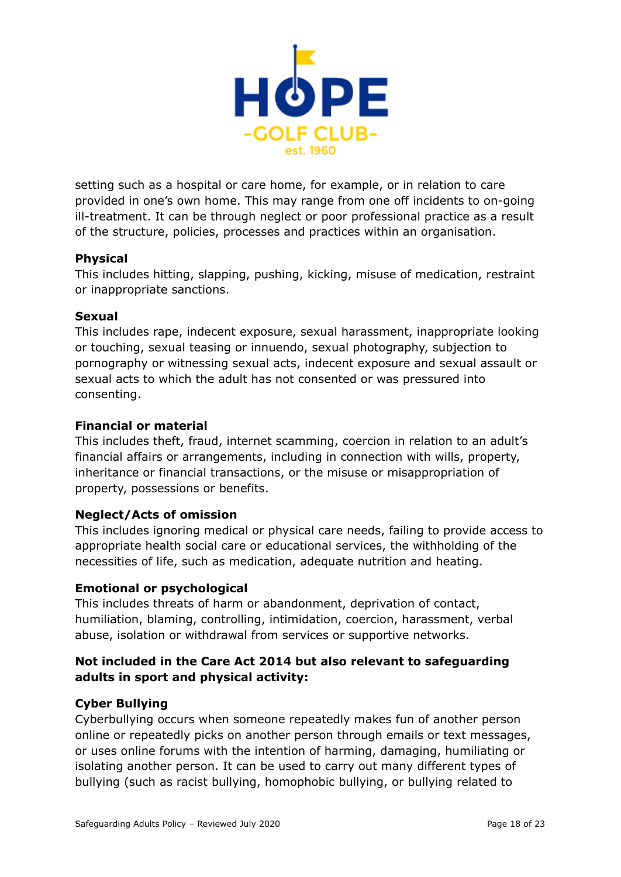setting such as a hospital or care home, for example, or in relation to care provided in one's own home. This may range from one off incidents to on-going ill-treatment. It can be through neglect or poor professional practice as a result of the structure, policies, processes and practices within an organisation.

**Physical**
This includes hitting, slapping, pushing, kicking, misuse of medication, restraint or inappropriate sanctions.

**Sexual**
This includes rape, indecent exposure, sexual harassment, inappropriate looking or touching, sexual teasing or innuendo, sexual photography, subjection to pornography or witnessing sexual acts, indecent exposure and sexual assault or sexual acts to which the adult has not consented or was pressured into consenting.

**Financial or material**
This includes theft, fraud, internet scamming, coercion in relation to an adult's financial affairs or arrangements, including in connection with wills, property, inheritance or financial transactions, or the misuse or misappropriation of property, possessions or benefits.

**Neglect/Acts of omission**
This includes ignoring medical or physical care needs, failing to provide access to appropriate health social care or educational services, the withholding of the necessities of life, such as medication, adequate nutrition and heating.

**Emotional or psychological**
This includes threats of harm or abandonment, deprivation of contact, humiliation, blaming, controlling, intimidation, coercion, harassment, verbal abuse, isolation or withdrawal from services or supportive networks.

**Not included in the Care Act 2014 but also relevant to safeguarding adults in sport and physical activity:**

**Cyber Bullying**
Cyberbullying occurs when someone repeatedly makes fun of another person online or repeatedly picks on another person through emails or text messages, or uses online forums with the intention of harming, damaging, humiliating or isolating another person. It can be used to carry out many different types of bullying (such as racist bullying, homophobic bullying, or bullying related to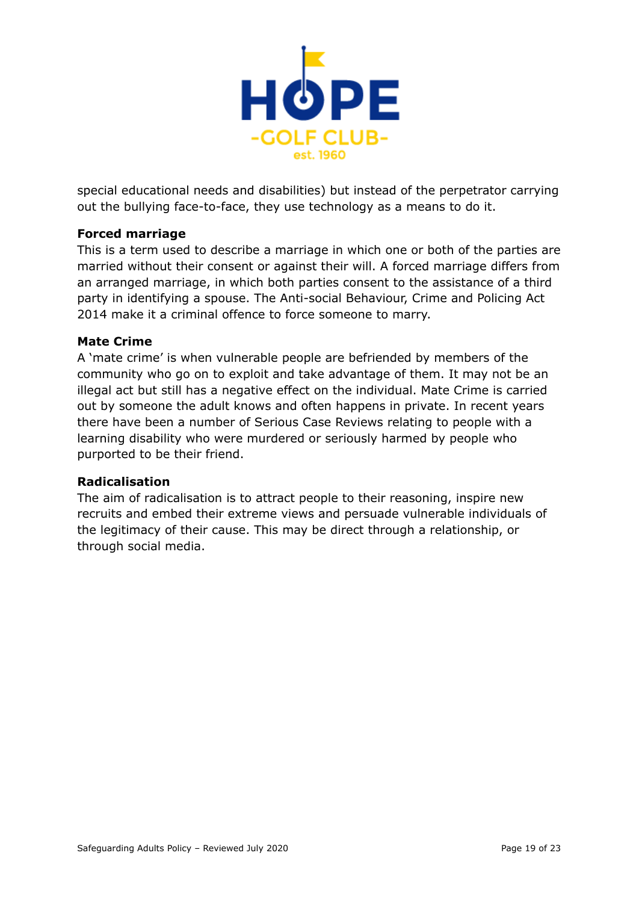special educational needs and disabilities) but instead of the perpetrator carrying out the bullying face-to-face, they use technology as a means to do it.

**Forced marriage**

This is a term used to describe a marriage in which one or both of the parties are married without their consent or against their will. A forced marriage differs from an arranged marriage, in which both parties consent to the assistance of a third party in identifying a spouse. The Anti-social Behaviour, Crime and Policing Act 2014 make it a criminal offence to force someone to marry.

**Mate Crime**

A 'mate crime' is when vulnerable people are befriended by members of the community who go on to exploit and take advantage of them. It may not be an illegal act but still has a negative effect on the individual. Mate Crime is carried out by someone the adult knows and often happens in private. In recent years there have been a number of Serious Case Reviews relating to people with a learning disability who were murdered or seriously harmed by people who purported to be their friend.

**Radicalisation**

The aim of radicalisation is to attract people to their reasoning, inspire new recruits and embed their extreme views and persuade vulnerable individuals of the legitimacy of their cause. This may be direct through a relationship, or through social media.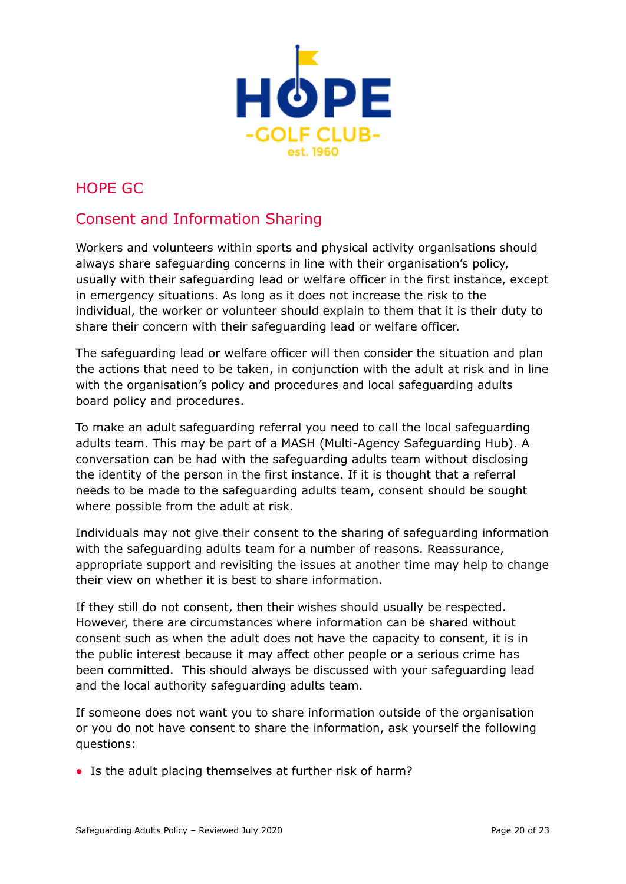## HOPE GC

## Consent and Information Sharing

Workers and volunteers within sports and physical activity organisations should always share safeguarding concerns in line with their organisation's policy, usually with their safeguarding lead or welfare officer in the first instance, except in emergency situations. As long as it does not increase the risk to the individual, the worker or volunteer should explain to them that it is their duty to share their concern with their safeguarding lead or welfare officer.

The safeguarding lead or welfare officer will then consider the situation and plan the actions that need to be taken, in conjunction with the adult at risk and in line with the organisation's policy and procedures and local safeguarding adults board policy and procedures.

To make an adult safeguarding referral you need to call the local safeguarding adults team. This may be part of a MASH (Multi-Agency Safeguarding Hub). A conversation can be had with the safeguarding adults team without disclosing the identity of the person in the first instance. If it is thought that a referral needs to be made to the safeguarding adults team, consent should be sought where possible from the adult at risk.

Individuals may not give their consent to the sharing of safeguarding information with the safeguarding adults team for a number of reasons. Reassurance, appropriate support and revisiting the issues at another time may help to change their view on whether it is best to share information.

If they still do not consent, then their wishes should usually be respected. However, there are circumstances where information can be shared without consent such as when the adult does not have the capacity to consent, it is in the public interest because it may affect other people or a serious crime has been committed. This should always be discussed with your safeguarding lead and the local authority safeguarding adults team.

If someone does not want you to share information outside of the organisation or you do not have consent to share the information, ask yourself the following questions:

- Is the adult placing themselves at further risk of harm?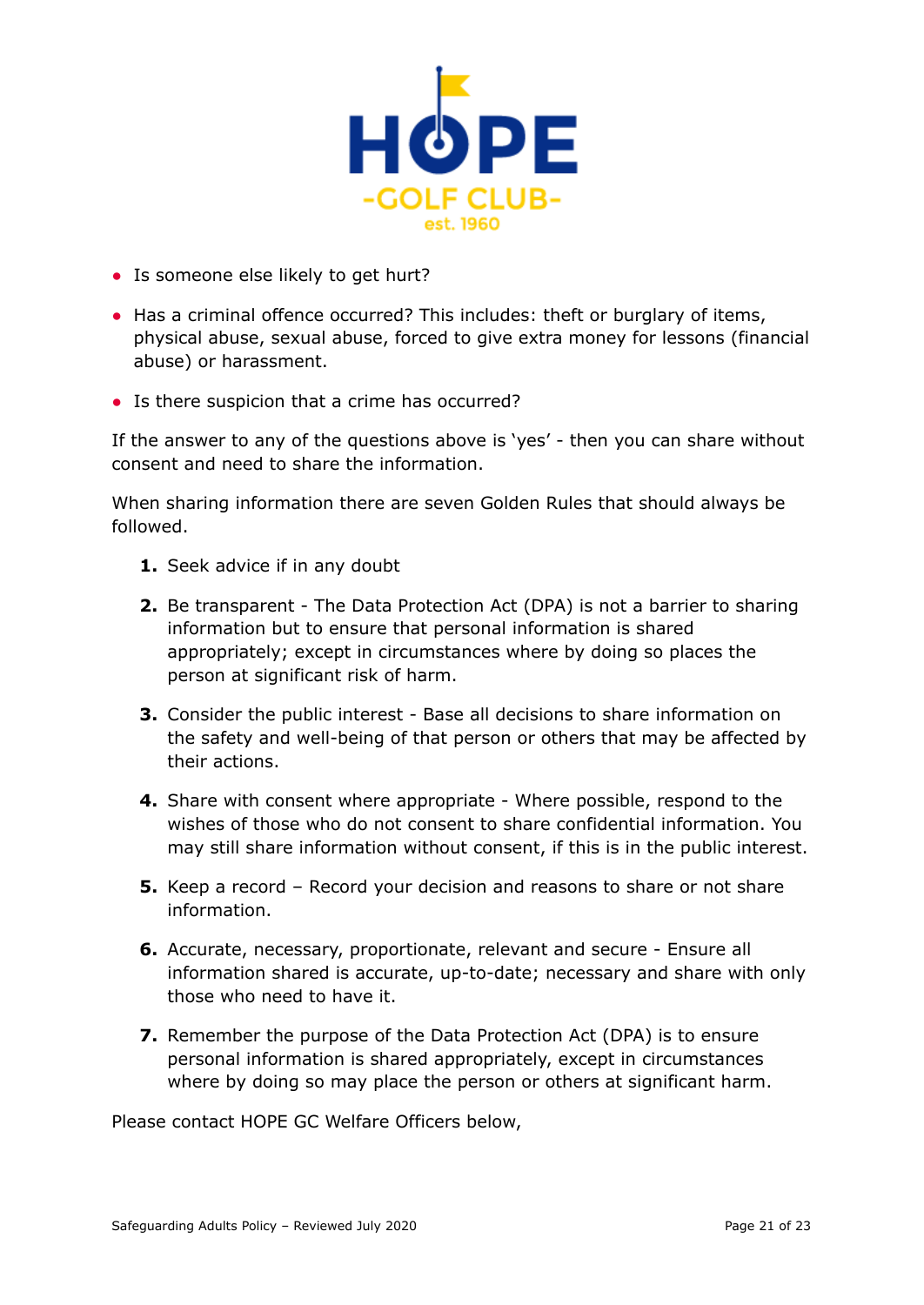- Is someone else likely to get hurt?
- Has a criminal offence occurred? This includes: theft or burglary of items, physical abuse, sexual abuse, forced to give extra money for lessons (financial abuse) or harassment.
- Is there suspicion that a crime has occurred?

If the answer to any of the questions above is 'yes' - then you can share without consent and need to share the information.

When sharing information there are seven Golden Rules that should always be followed.

1. Seek advice if in any doubt
2. Be transparent - The Data Protection Act (DPA) is not a barrier to sharing information but to ensure that personal information is shared appropriately; except in circumstances where by doing so places the person at significant risk of harm.
3. Consider the public interest - Base all decisions to share information on the safety and well-being of that person or others that may be affected by their actions.
4. Share with consent where appropriate - Where possible, respond to the wishes of those who do not consent to share confidential information. You may still share information without consent, if this is in the public interest.
5. Keep a record – Record your decision and reasons to share or not share information.
6. Accurate, necessary, proportionate, relevant and secure - Ensure all information shared is accurate, up-to-date; necessary and share with only those who need to have it.
7. Remember the purpose of the Data Protection Act (DPA) is to ensure personal information is shared appropriately, except in circumstances where by doing so may place the person or others at significant harm.

Please contact HOPE GC Welfare Officers below,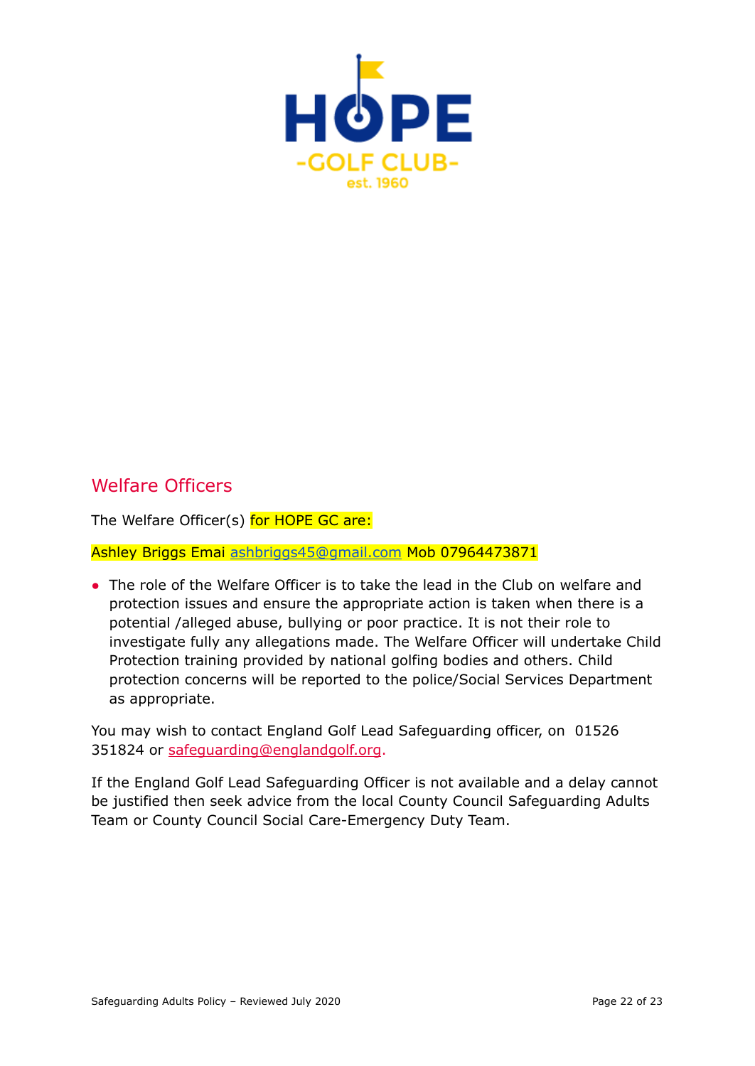## Welfare Officers

The Welfare Officer(s) for HOPE GC are:

Ashley Briggs Emai ashbriggs45@gmail.com Mob 07964473871

- The role of the Welfare Officer is to take the lead in the Club on welfare and protection issues and ensure the appropriate action is taken when there is a potential /alleged abuse, bullying or poor practice. It is not their role to investigate fully any allegations made. The Welfare Officer will undertake Child Protection training provided by national golfing bodies and others. Child protection concerns will be reported to the police/Social Services Department as appropriate.

You may wish to contact England Golf Lead Safeguarding officer, on 01526 351824 or safeguarding@englandgolf.org.

If the England Golf Lead Safeguarding Officer is not available and a delay cannot be justified then seek advice from the local County Council Safeguarding Adults Team or County Council Social Care-Emergency Duty Team.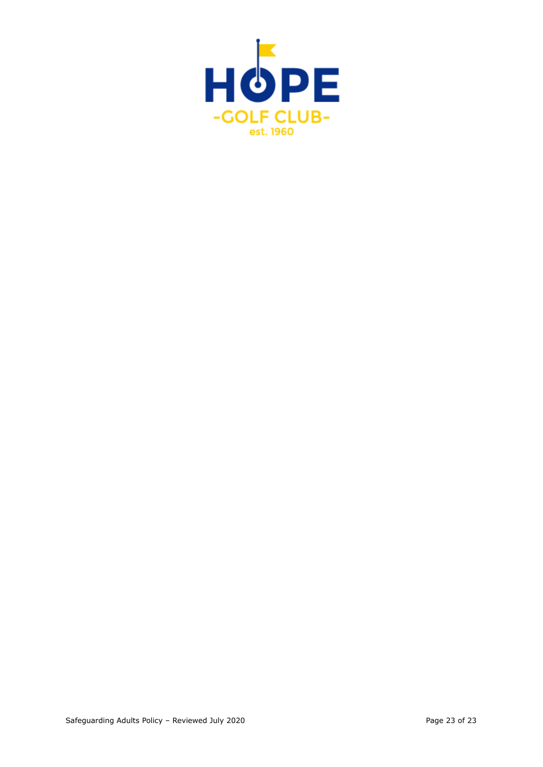HOPE

-GOLF CLUB-

est. 1960